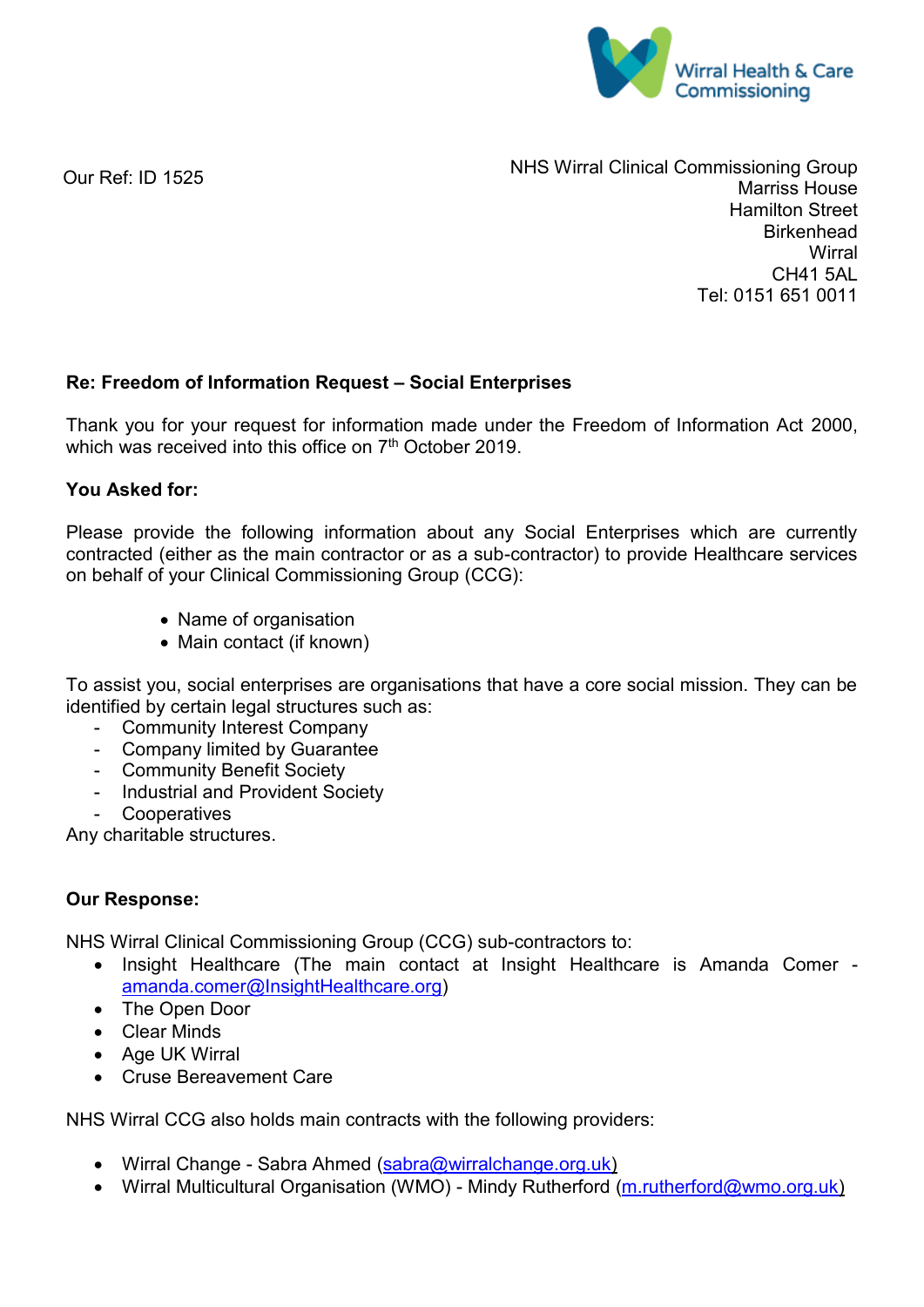Wirral Health & Care Commissioning

Our Ref: ID 1525

NHS Wirral Clinical Commissioning Group
Marriss House
Hamilton Street
Birkenhead
Wirral
CH41 5AL
Tel: 0151 651 0011

**Re: Freedom of Information Request – Social Enterprises**

Thank you for your request for information made under the Freedom of Information Act 2000, which was received into this office on 7th October 2019.

**You Asked for:**

Please provide the following information about any Social Enterprises which are currently contracted (either as the main contractor or as a sub-contractor) to provide Healthcare services on behalf of your Clinical Commissioning Group (CCG):

- Name of organisation
- Main contact (if known)

To assist you, social enterprises are organisations that have a core social mission. They can be identified by certain legal structures such as:

- Community Interest Company
- Company limited by Guarantee
- Community Benefit Society
- Industrial and Provident Society
- Cooperatives

Any charitable structures.

**Our Response:**

NHS Wirral Clinical Commissioning Group (CCG) sub-contractors to:

- Insight Healthcare (The main contact at Insight Healthcare is Amanda Comer - amanda.comer@InsightHealthcare.org)
- The Open Door
- Clear Minds
- Age UK Wirral
- Cruse Bereavement Care

NHS Wirral CCG also holds main contracts with the following providers:

- Wirral Change - Sabra Ahmed (sabra@wirralchange.org.uk)
- Wirral Multicultural Organisation (WMO) - Mindy Rutherford (m.rutherford@wmo.org.uk)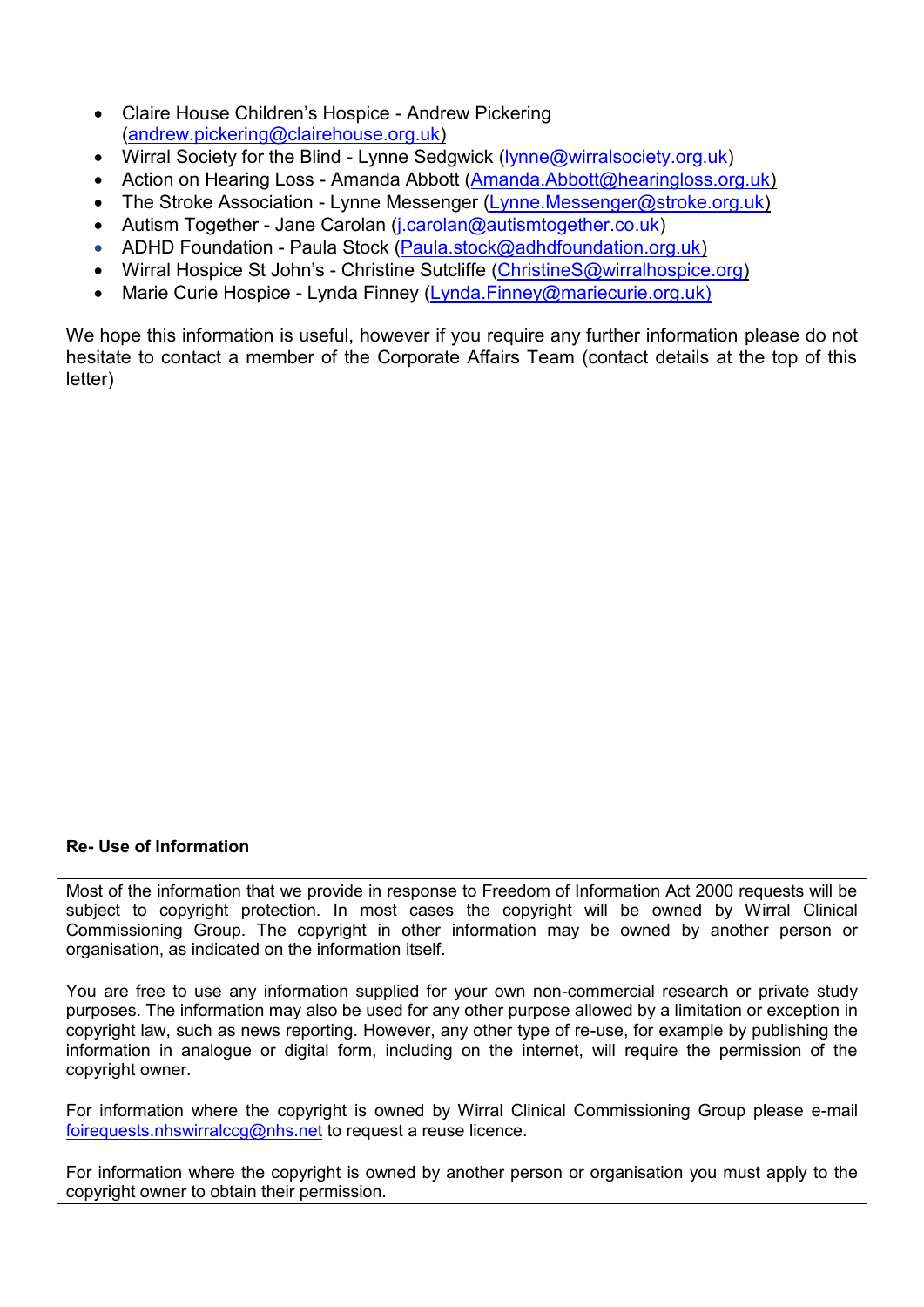- Claire House Children's Hospice - Andrew Pickering (andrew.pickering@clairehouse.org.uk)
- Wirral Society for the Blind - Lynne Sedgwick (lynne@wirralsociety.org.uk)
- Action on Hearing Loss - Amanda Abbott (Amanda.Abbott@hearingloss.org.uk)
- The Stroke Association - Lynne Messenger (Lynne.Messenger@stroke.org.uk)
- Autism Together - Jane Carolan (j.carolan@autismtogether.co.uk)
- ADHD Foundation - Paula Stock (Paula.stock@adhdfoundation.org.uk)
- Wirral Hospice St John's - Christine Sutcliffe (ChristineS@wirralhospice.org)
- Marie Curie Hospice - Lynda Finney (Lynda.Finney@mariecurie.org.uk)

We hope this information is useful, however if you require any further information please do not hesitate to contact a member of the Corporate Affairs Team (contact details at the top of this letter)

**Re- Use of Information**

Most of the information that we provide in response to Freedom of Information Act 2000 requests will be subject to copyright protection. In most cases the copyright will be owned by Wirral Clinical Commissioning Group. The copyright in other information may be owned by another person or organisation, as indicated on the information itself.

You are free to use any information supplied for your own non-commercial research or private study purposes. The information may also be used for any other purpose allowed by a limitation or exception in copyright law, such as news reporting. However, any other type of re-use, for example by publishing the information in analogue or digital form, including on the internet, will require the permission of the copyright owner.

For information where the copyright is owned by Wirral Clinical Commissioning Group please e-mail foirequests.nhswirralccg@nhs.net to request a reuse licence.

For information where the copyright is owned by another person or organisation you must apply to the copyright owner to obtain their permission.